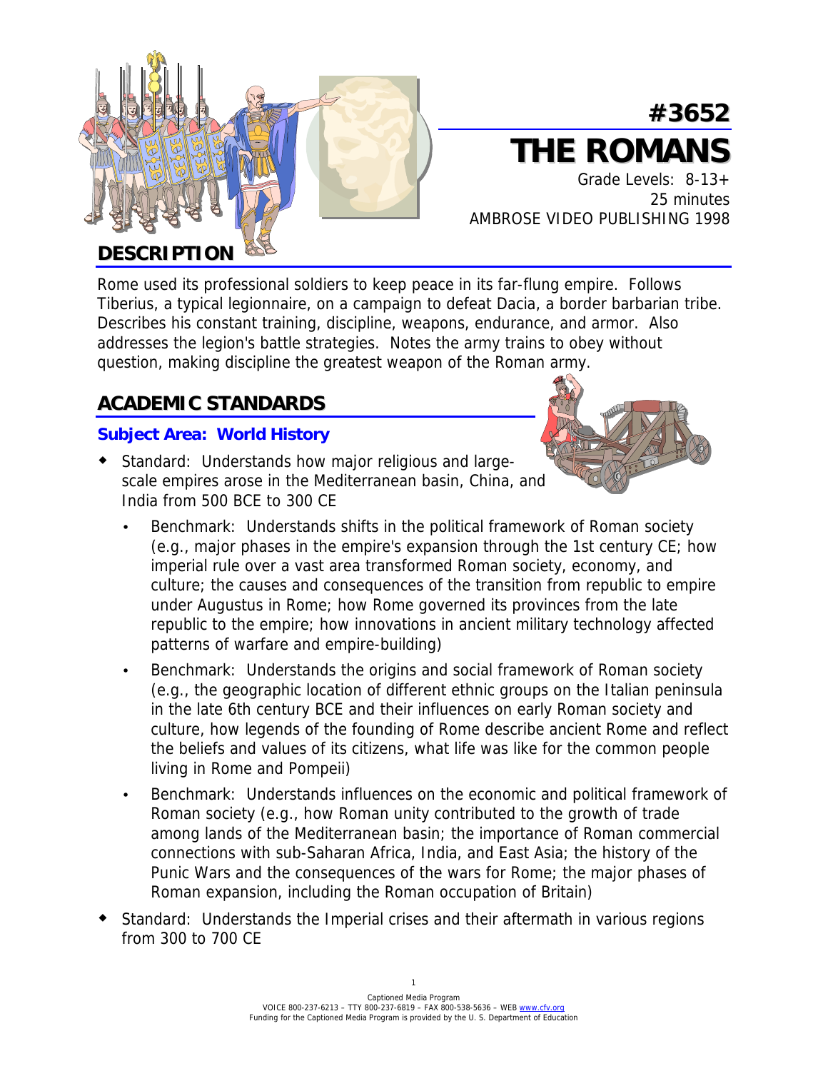# #3652 THE ROMANS

Grade Levels: 8-13+
25 minutes
AMBROSE VIDEO PUBLISHING 1998

## DESCRIPTION

Rome used its professional soldiers to keep peace in its far-flung empire. Follows Tiberius, a typical legionnaire, on a campaign to defeat Dacia, a border barbarian tribe. Describes his constant training, discipline, weapons, endurance, and armor. Also addresses the legion's battle strategies. Notes the army trains to obey without question, making discipline the greatest weapon of the Roman army.

## ACADEMIC STANDARDS

### Subject Area: World History

- Standard: Understands how major religious and large-scale empires arose in the Mediterranean basin, China, and India from 500 BCE to 300 CE
  - Benchmark: Understands shifts in the political framework of Roman society (e.g., major phases in the empire's expansion through the 1st century CE; how imperial rule over a vast area transformed Roman society, economy, and culture; the causes and consequences of the transition from republic to empire under Augustus in Rome; how Rome governed its provinces from the late republic to the empire; how innovations in ancient military technology affected patterns of warfare and empire-building)
  - Benchmark: Understands the origins and social framework of Roman society (e.g., the geographic location of different ethnic groups on the Italian peninsula in the late 6th century BCE and their influences on early Roman society and culture, how legends of the founding of Rome describe ancient Rome and reflect the beliefs and values of its citizens, what life was like for the common people living in Rome and Pompeii)
  - Benchmark: Understands influences on the economic and political framework of Roman society (e.g., how Roman unity contributed to the growth of trade among lands of the Mediterranean basin; the importance of Roman commercial connections with sub-Saharan Africa, India, and East Asia; the history of the Punic Wars and the consequences of the wars for Rome; the major phases of Roman expansion, including the Roman occupation of Britain)
- Standard: Understands the Imperial crises and their aftermath in various regions from 300 to 700 CE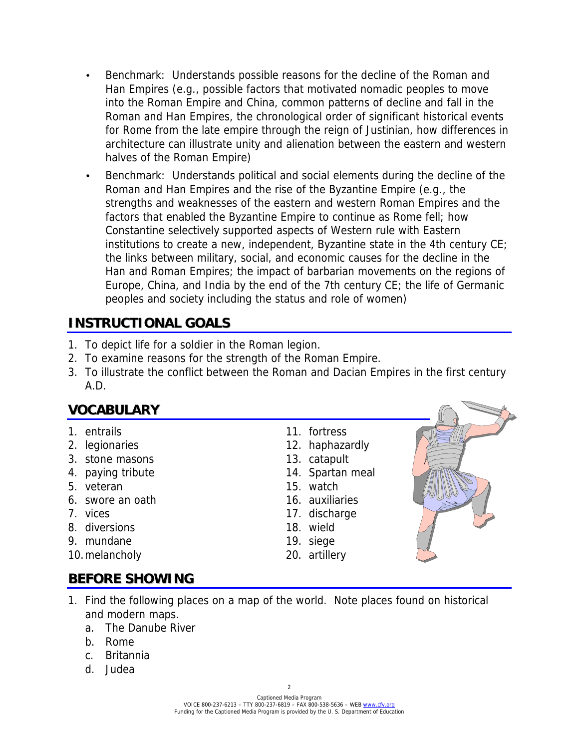- Benchmark: Understands possible reasons for the decline of the Roman and Han Empires (e.g., possible factors that motivated nomadic peoples to move into the Roman Empire and China, common patterns of decline and fall in the Roman and Han Empires, the chronological order of significant historical events for Rome from the late empire through the reign of Justinian, how differences in architecture can illustrate unity and alienation between the eastern and western halves of the Roman Empire)
- Benchmark: Understands political and social elements during the decline of the Roman and Han Empires and the rise of the Byzantine Empire (e.g., the strengths and weaknesses of the eastern and western Roman Empires and the factors that enabled the Byzantine Empire to continue as Rome fell; how Constantine selectively supported aspects of Western rule with Eastern institutions to create a new, independent, Byzantine state in the 4th century CE; the links between military, social, and economic causes for the decline in the Han and Roman Empires; the impact of barbarian movements on the regions of Europe, China, and India by the end of the 7th century CE; the life of Germanic peoples and society including the status and role of women)

## INSTRUCTIONAL GOALS

1. To depict life for a soldier in the Roman legion.
2. To examine reasons for the strength of the Roman Empire.
3. To illustrate the conflict between the Roman and Dacian Empires in the first century A.D.

## VOCABULARY

1. entrails
2. legionaries
3. stone masons
4. paying tribute
5. veteran
6. swore an oath
7. vices
8. diversions
9. mundane
10. melancholy
11. fortress
12. haphazardly
13. catapult
14. Spartan meal
15. watch
16. auxiliaries
17. discharge
18. wield
19. siege
20. artillery

## BEFORE SHOWING

1. Find the following places on a map of the world. Note places found on historical and modern maps.
   a. The Danube River
   b. Rome
   c. Britannia
   d. Judea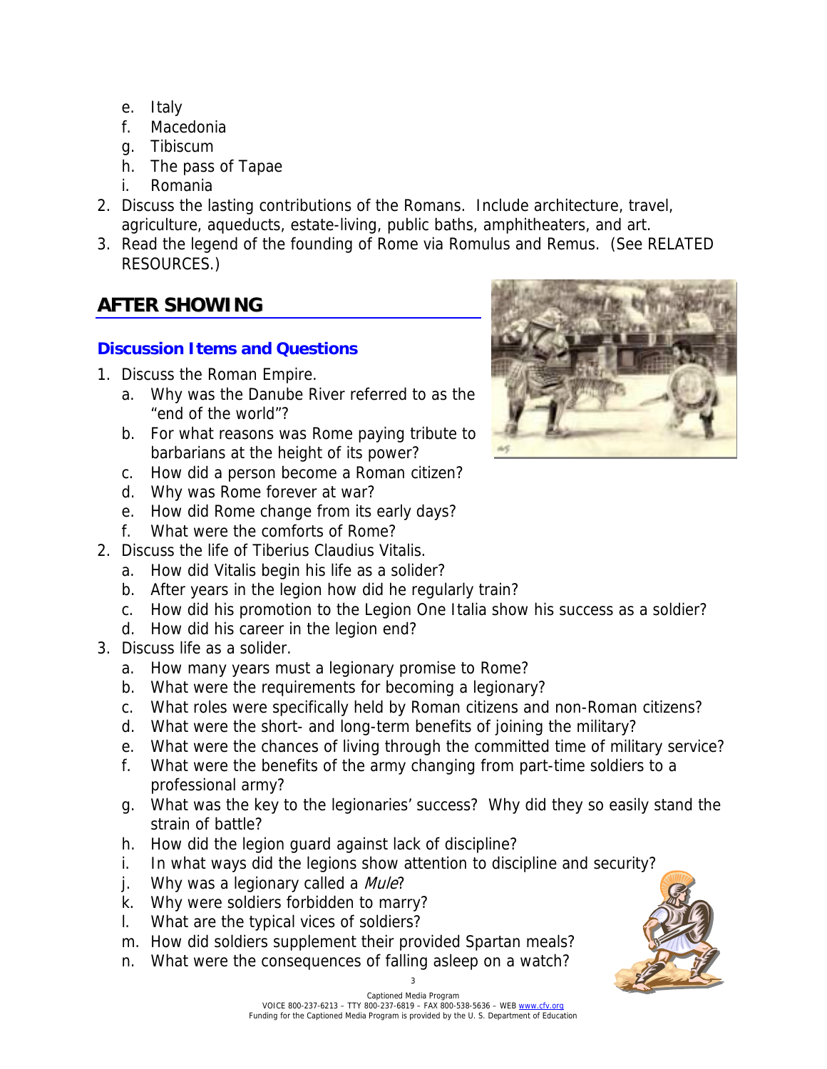e. Italy
   f. Macedonia
   g. Tibiscum
   h. The pass of Tapae
   i. Romania
2. Discuss the lasting contributions of the Romans. Include architecture, travel, agriculture, aqueducts, estate-living, public baths, amphitheaters, and art.
3. Read the legend of the founding of Rome via Romulus and Remus. (See RELATED RESOURCES.)

## AFTER SHOWING

### Discussion Items and Questions

1. Discuss the Roman Empire.
   a. Why was the Danube River referred to as the "end of the world"?
   b. For what reasons was Rome paying tribute to barbarians at the height of its power?
   c. How did a person become a Roman citizen?
   d. Why was Rome forever at war?
   e. How did Rome change from its early days?
   f. What were the comforts of Rome?
2. Discuss the life of Tiberius Claudius Vitalis.
   a. How did Vitalis begin his life as a solider?
   b. After years in the legion how did he regularly train?
   c. How did his promotion to the Legion One Italia show his success as a soldier?
   d. How did his career in the legion end?
3. Discuss life as a solider.
   a. How many years must a legionary promise to Rome?
   b. What were the requirements for becoming a legionary?
   c. What roles were specifically held by Roman citizens and non-Roman citizens?
   d. What were the short- and long-term benefits of joining the military?
   e. What were the chances of living through the committed time of military service?
   f. What were the benefits of the army changing from part-time soldiers to a professional army?
   g. What was the key to the legionaries' success? Why did they so easily stand the strain of battle?
   h. How did the legion guard against lack of discipline?
   i. In what ways did the legions show attention to discipline and security?
   j. Why was a legionary called a *Mule*?
   k. Why were soldiers forbidden to marry?
   l. What are the typical vices of soldiers?
   m. How did soldiers supplement their provided Spartan meals?
   n. What were the consequences of falling asleep on a watch?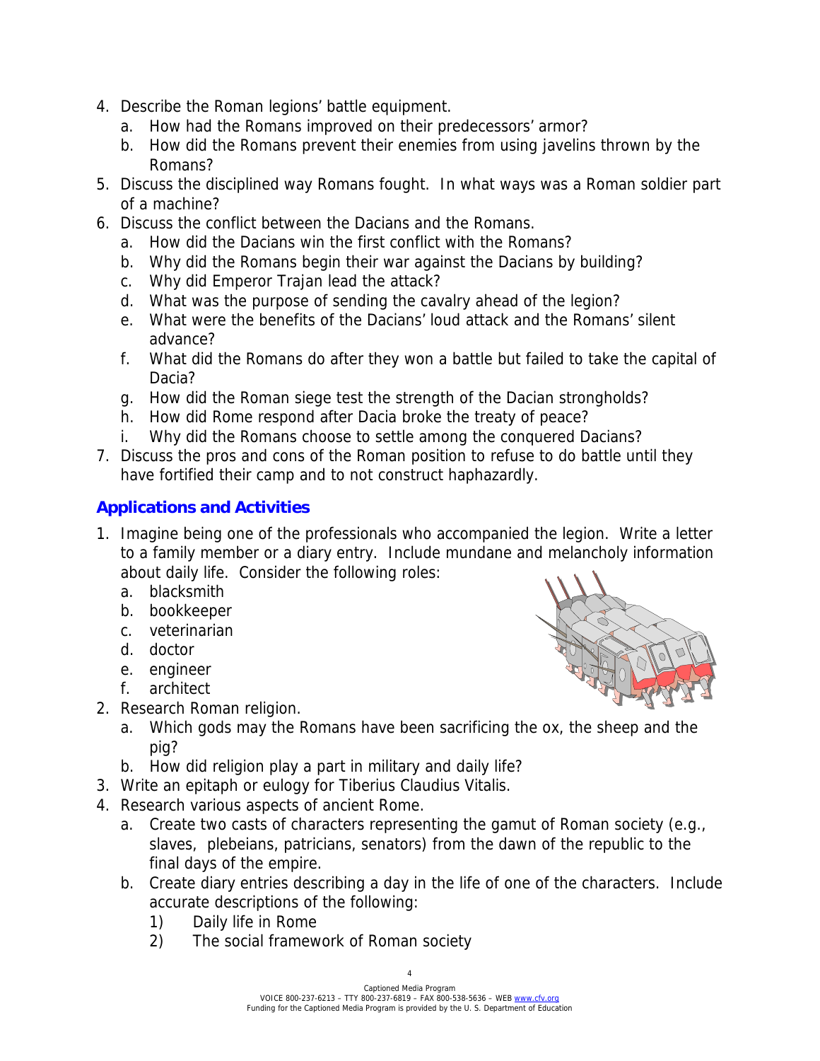4. Describe the Roman legions' battle equipment.
   a. How had the Romans improved on their predecessors' armor?
   b. How did the Romans prevent their enemies from using javelins thrown by the Romans?
5. Discuss the disciplined way Romans fought. In what ways was a Roman soldier part of a machine?
6. Discuss the conflict between the Dacians and the Romans.
   a. How did the Dacians win the first conflict with the Romans?
   b. Why did the Romans begin their war against the Dacians by building?
   c. Why did Emperor Trajan lead the attack?
   d. What was the purpose of sending the cavalry ahead of the legion?
   e. What were the benefits of the Dacians' loud attack and the Romans' silent advance?
   f. What did the Romans do after they won a battle but failed to take the capital of Dacia?
   g. How did the Roman siege test the strength of the Dacian strongholds?
   h. How did Rome respond after Dacia broke the treaty of peace?
   i. Why did the Romans choose to settle among the conquered Dacians?
7. Discuss the pros and cons of the Roman position to refuse to do battle until they have fortified their camp and to not construct haphazardly.

## Applications and Activities

1. Imagine being one of the professionals who accompanied the legion. Write a letter to a family member or a diary entry. Include mundane and melancholy information about daily life. Consider the following roles:
   a. blacksmith
   b. bookkeeper
   c. veterinarian
   d. doctor
   e. engineer
   f. architect
2. Research Roman religion.
   a. Which gods may the Romans have been sacrificing the ox, the sheep and the pig?
   b. How did religion play a part in military and daily life?
3. Write an epitaph or eulogy for Tiberius Claudius Vitalis.
4. Research various aspects of ancient Rome.
   a. Create two casts of characters representing the gamut of Roman society (e.g., slaves, plebeians, patricians, senators) from the dawn of the republic to the final days of the empire.
   b. Create diary entries describing a day in the life of one of the characters. Include accurate descriptions of the following:
      1) Daily life in Rome
      2) The social framework of Roman society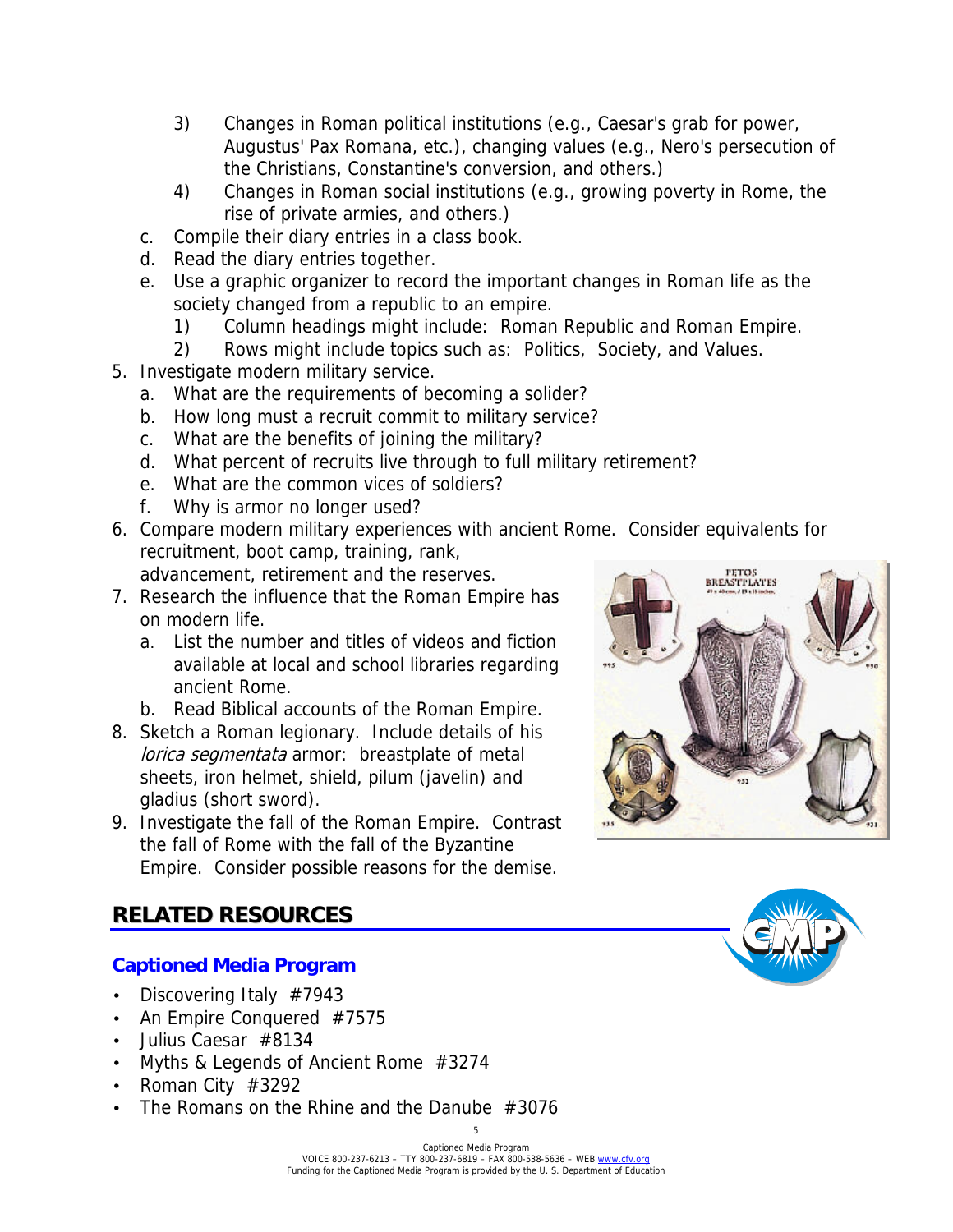3) Changes in Roman political institutions (e.g., Caesar's grab for power, Augustus' Pax Romana, etc.), changing values (e.g., Nero's persecution of the Christians, Constantine's conversion, and others.)
   4) Changes in Roman social institutions (e.g., growing poverty in Rome, the rise of private armies, and others.)
   
   c. Compile their diary entries in a class book.
   d. Read the diary entries together.
   e. Use a graphic organizer to record the important changes in Roman life as the society changed from a republic to an empire.
      1) Column headings might include: Roman Republic and Roman Empire.
      2) Rows might include topics such as: Politics, Society, and Values.

5. Investigate modern military service.
   a. What are the requirements of becoming a solider?
   b. How long must a recruit commit to military service?
   c. What are the benefits of joining the military?
   d. What percent of recruits live through to full military retirement?
   e. What are the common vices of soldiers?
   f. Why is armor no longer used?
6. Compare modern military experiences with ancient Rome. Consider equivalents for recruitment, boot camp, training, rank, advancement, retirement and the reserves.
7. Research the influence that the Roman Empire has on modern life.
   a. List the number and titles of videos and fiction available at local and school libraries regarding ancient Rome.
   b. Read Biblical accounts of the Roman Empire.
8. Sketch a Roman legionary. Include details of his *lorica segmentata* armor: breastplate of metal sheets, iron helmet, shield, pilum (javelin) and gladius (short sword).
9. Investigate the fall of the Roman Empire. Contrast the fall of Rome with the fall of the Byzantine Empire. Consider possible reasons for the demise.

## RELATED RESOURCES

### Captioned Media Program

- Discovering Italy #7943
- An Empire Conquered #7575
- Julius Caesar #8134
- Myths & Legends of Ancient Rome #3274
- Roman City #3292
- The Romans on the Rhine and the Danube #3076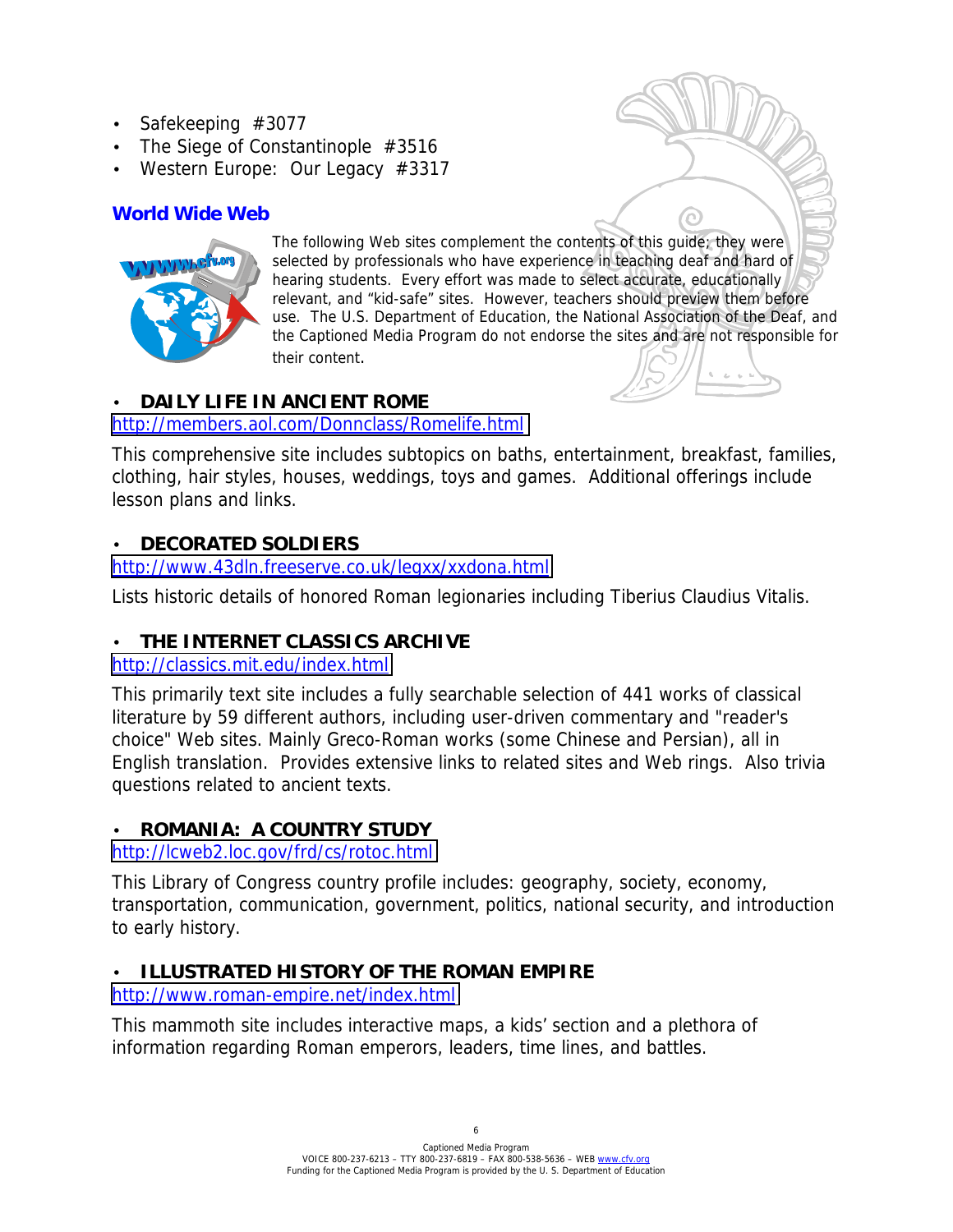- Safekeeping #3077
- The Siege of Constantinople #3516
- Western Europe: Our Legacy #3317

## World Wide Web

The following Web sites complement the contents of this guide; they were selected by professionals who have experience in teaching deaf and hard of hearing students. Every effort was made to select accurate, educationally relevant, and "kid-safe" sites. However, teachers should preview them before use. The U.S. Department of Education, the National Association of the Deaf, and the Captioned Media Program do not endorse the sites and are not responsible for their content.

- **DAILY LIFE IN ANCIENT ROME**

http://members.aol.com/Donnclass/Romelife.html

This comprehensive site includes subtopics on baths, entertainment, breakfast, families, clothing, hair styles, houses, weddings, toys and games. Additional offerings include lesson plans and links.

- **DECORATED SOLDIERS**

http://www.43dln.freeserve.co.uk/legxx/xxdona.html

Lists historic details of honored Roman legionaries including Tiberius Claudius Vitalis.

- **THE INTERNET CLASSICS ARCHIVE**

http://classics.mit.edu/index.html

This primarily text site includes a fully searchable selection of 441 works of classical literature by 59 different authors, including user-driven commentary and "reader's choice" Web sites. Mainly Greco-Roman works (some Chinese and Persian), all in English translation. Provides extensive links to related sites and Web rings. Also trivia questions related to ancient texts.

- **ROMANIA: A COUNTRY STUDY**

http://lcweb2.loc.gov/frd/cs/rotoc.html

This Library of Congress country profile includes: geography, society, economy, transportation, communication, government, politics, national security, and introduction to early history.

- **ILLUSTRATED HISTORY OF THE ROMAN EMPIRE**

http://www.roman-empire.net/index.html

This mammoth site includes interactive maps, a kids' section and a plethora of information regarding Roman emperors, leaders, time lines, and battles.